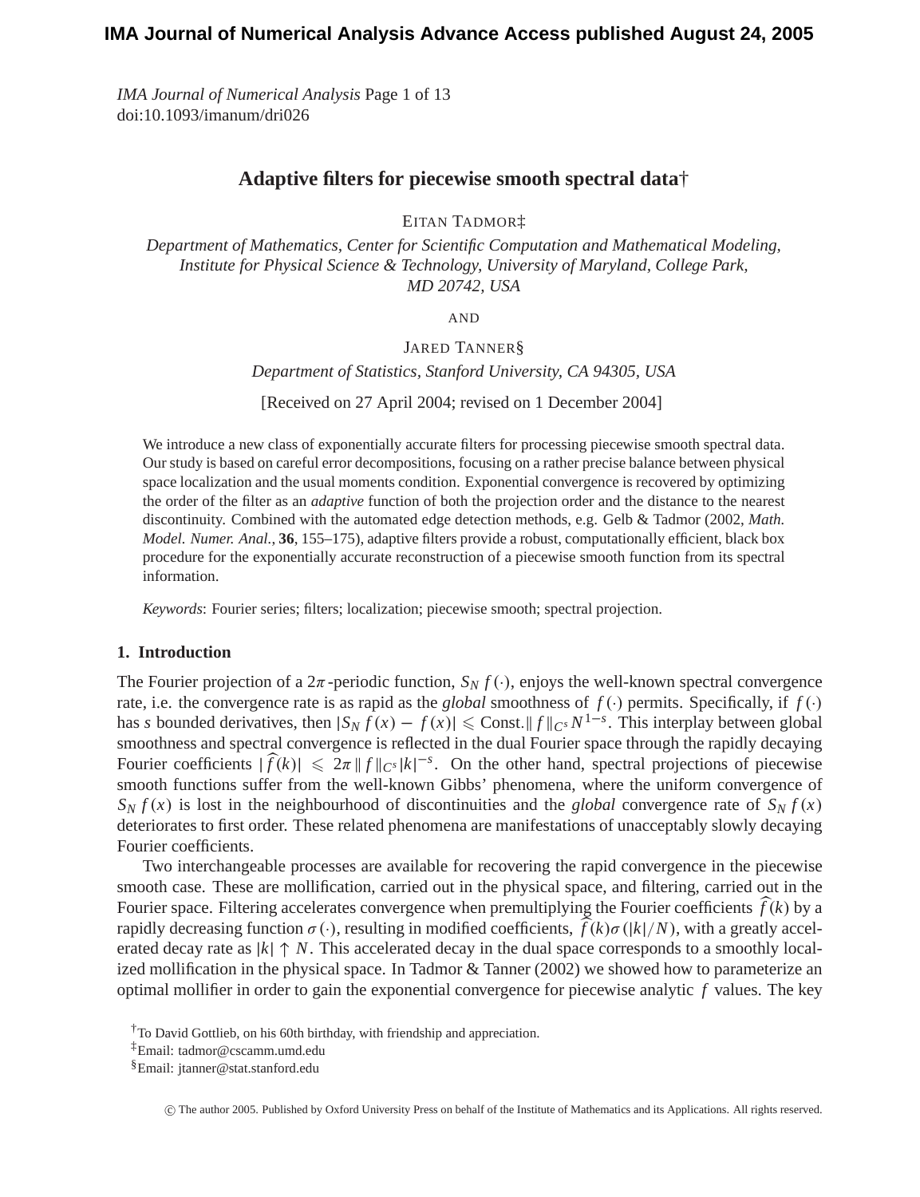# Adaptive filters for piecewise smooth spectral data†

EITAN TADMOR‡

*Department of Mathematics, Center for Scientific Computation and Mathematical Modeling, Institute for Physical Science & Technology, University of Maryland, College Park, MD 20742, USA*

AND

JARED TANNER§

*Department of Statistics, Stanford University, CA 94305, USA*

[Received on 27 April 2004; revised on 1 December 2004]

We introduce a new class of exponentially accurate filters for processing piecewise smooth spectral data. Our study is based on careful error decompositions, focusing on a rather precise balance between physical space localization and the usual moments condition. Exponential convergence is recovered by optimizing the order of the filter as an *adaptive* function of both the projection order and the distance to the nearest discontinuity. Combined with the automated edge detection methods, e.g. Gelb & Tadmor (2002, *Math. Model. Numer. Anal.*, **36**, 155–175), adaptive filters provide a robust, computationally efficient, black box procedure for the exponentially accurate reconstruction of a piecewise smooth function from its spectral information.

*Keywords*: Fourier series; filters; localization; piecewise smooth; spectral projection.

## 1. Introduction

The Fourier projection of a $2\pi$-periodic function, $S_N f(\cdot)$, enjoys the well-known spectral convergence rate, i.e. the convergence rate is as rapid as the *global* smoothness of $f(\cdot)$ permits. Specifically, if $f(\cdot)$ has $s$ bounded derivatives, then $|S_N f(x) - f(x)| \leqslant \text{Const.}\|f\|_{C^s} N^{1-s}$. This interplay between global smoothness and spectral convergence is reflected in the dual Fourier space through the rapidly decaying Fourier coefficients $|\widehat{f}(k)| \leqslant 2\pi\|f\|_{C^s}|k|^{-s}$. On the other hand, spectral projections of piecewise smooth functions suffer from the well-known Gibbs' phenomena, where the uniform convergence of $S_N f(x)$ is lost in the neighbourhood of discontinuities and the *global* convergence rate of $S_N f(x)$ deteriorates to first order. These related phenomena are manifestations of unacceptably slowly decaying Fourier coefficients.

Two interchangeable processes are available for recovering the rapid convergence in the piecewise smooth case. These are mollification, carried out in the physical space, and filtering, carried out in the Fourier space. Filtering accelerates convergence when premultiplying the Fourier coefficients $\widehat{f}(k)$ by a rapidly decreasing function $\sigma(\cdot)$, resulting in modified coefficients, $\widehat{f}(k)\sigma(|k|/N)$, with a greatly accelerated decay rate as $|k| \uparrow N$. This accelerated decay in the dual space corresponds to a smoothly localized mollification in the physical space. In Tadmor & Tanner (2002) we showed how to parameterize an optimal mollifier in order to gain the exponential convergence for piecewise analytic $f$ values. The key

†To David Gottlieb, on his 60th birthday, with friendship and appreciation.

‡Email: tadmor@cscamm.umd.edu

§Email: jtanner@stat.stanford.edu

© The author 2005. Published by Oxford University Press on behalf of the Institute of Mathematics and its Applications. All rights reserved.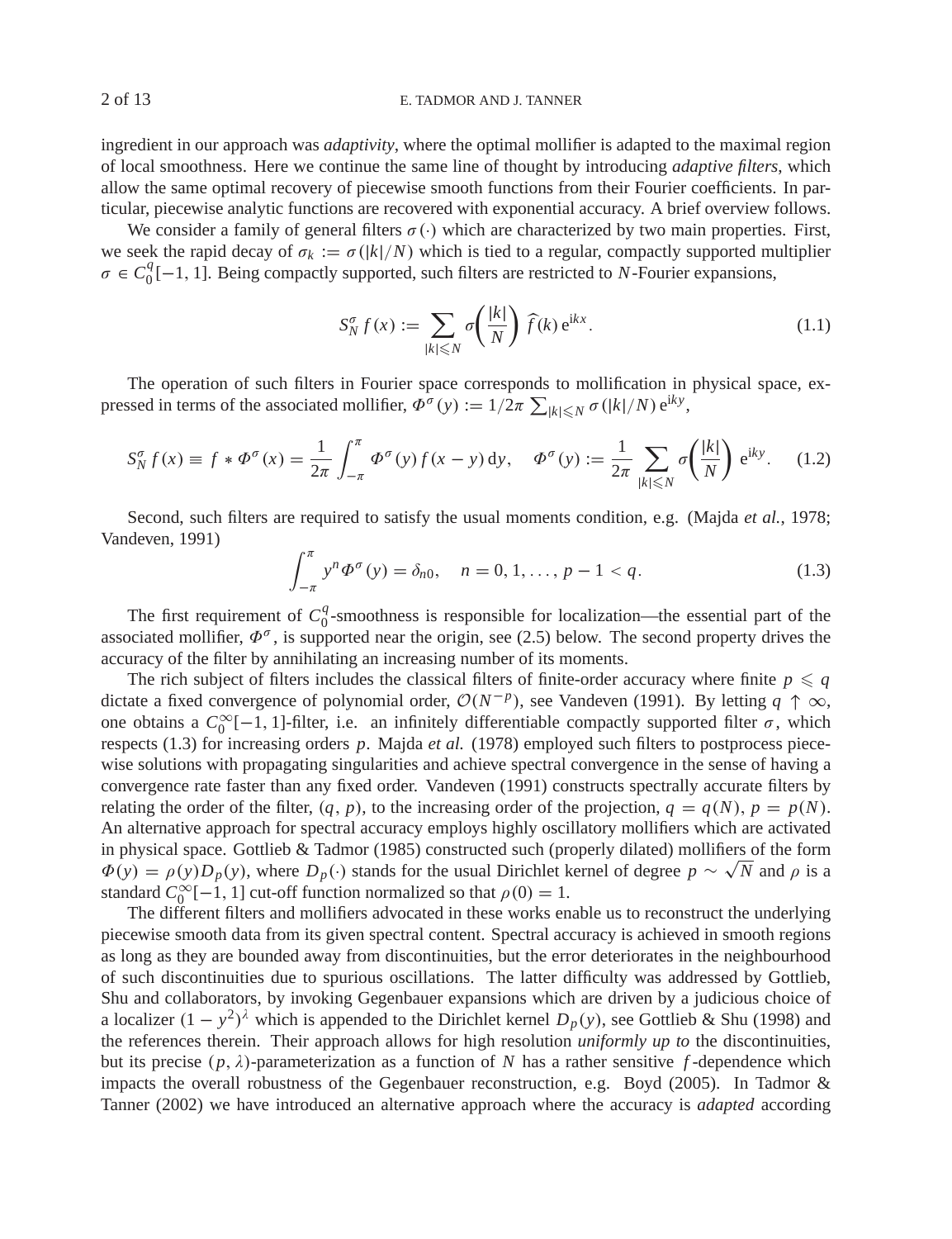ingredient in our approach was *adaptivity*, where the optimal mollifier is adapted to the maximal region of local smoothness. Here we continue the same line of thought by introducing *adaptive filters*, which allow the same optimal recovery of piecewise smooth functions from their Fourier coefficients. In particular, piecewise analytic functions are recovered with exponential accuracy. A brief overview follows.

We consider a family of general filters $\sigma(\cdot)$ which are characterized by two main properties. First, we seek the rapid decay of $\sigma_k := \sigma(|k|/N)$ which is tied to a regular, compactly supported multiplier $\sigma \in C_0^q[-1,1]$. Being compactly supported, such filters are restricted to $N$-Fourier expansions,

$$S_N^\sigma f(x) := \sum_{|k|\leqslant N} \sigma\left(\frac{|k|}{N}\right) \widehat{f}(k)\, \mathrm{e}^{\mathrm{i}kx}. \tag{1.1}$$

The operation of such filters in Fourier space corresponds to mollification in physical space, expressed in terms of the associated mollifier, $\Phi^\sigma(y) := 1/2\pi \sum_{|k|\leqslant N} \sigma(|k|/N)\, \mathrm{e}^{\mathrm{i}ky}$,

$$S_N^\sigma f(x) \equiv f * \Phi^\sigma(x) = \frac{1}{2\pi}\int_{-\pi}^{\pi} \Phi^\sigma(y) f(x-y)\,\mathrm{d}y, \quad \Phi^\sigma(y) := \frac{1}{2\pi}\sum_{|k|\leqslant N} \sigma\left(\frac{|k|}{N}\right) \mathrm{e}^{\mathrm{i}ky}. \tag{1.2}$$

Second, such filters are required to satisfy the usual moments condition, e.g. (Majda *et al.*, 1978; Vandeven, 1991)

$$\int_{-\pi}^{\pi} y^n \Phi^\sigma(y) = \delta_{n0}, \quad n = 0, 1, \ldots, p-1 < q. \tag{1.3}$$

The first requirement of $C_0^q$-smoothness is responsible for localization—the essential part of the associated mollifier, $\Phi^\sigma$, is supported near the origin, see (2.5) below. The second property drives the accuracy of the filter by annihilating an increasing number of its moments.

The rich subject of filters includes the classical filters of finite-order accuracy where finite $p \leqslant q$ dictate a fixed convergence of polynomial order, $\mathcal{O}(N^{-p})$, see Vandeven (1991). By letting $q \uparrow \infty$, one obtains a $C_0^\infty[-1,1]$-filter, i.e. an infinitely differentiable compactly supported filter $\sigma$, which respects (1.3) for increasing orders $p$. Majda *et al.* (1978) employed such filters to postprocess piecewise solutions with propagating singularities and achieve spectral convergence in the sense of having a convergence rate faster than any fixed order. Vandeven (1991) constructs spectrally accurate filters by relating the order of the filter, $(q, p)$, to the increasing order of the projection, $q = q(N)$, $p = p(N)$. An alternative approach for spectral accuracy employs highly oscillatory mollifiers which are activated in physical space. Gottlieb & Tadmor (1985) constructed such (properly dilated) mollifiers of the form $\Phi(y) = \rho(y) D_p(y)$, where $D_p(\cdot)$ stands for the usual Dirichlet kernel of degree $p \sim \sqrt{N}$ and $\rho$ is a standard $C_0^\infty[-1,1]$ cut-off function normalized so that $\rho(0) = 1$.

The different filters and mollifiers advocated in these works enable us to reconstruct the underlying piecewise smooth data from its given spectral content. Spectral accuracy is achieved in smooth regions as long as they are bounded away from discontinuities, but the error deteriorates in the neighbourhood of such discontinuities due to spurious oscillations. The latter difficulty was addressed by Gottlieb, Shu and collaborators, by invoking Gegenbauer expansions which are driven by a judicious choice of a localizer $(1-y^2)^\lambda$ which is appended to the Dirichlet kernel $D_p(y)$, see Gottlieb & Shu (1998) and the references therein. Their approach allows for high resolution *uniformly up to* the discontinuities, but its precise $(p, \lambda)$-parameterization as a function of $N$ has a rather sensitive $f$-dependence which impacts the overall robustness of the Gegenbauer reconstruction, e.g. Boyd (2005). In Tadmor & Tanner (2002) we have introduced an alternative approach where the accuracy is *adapted* according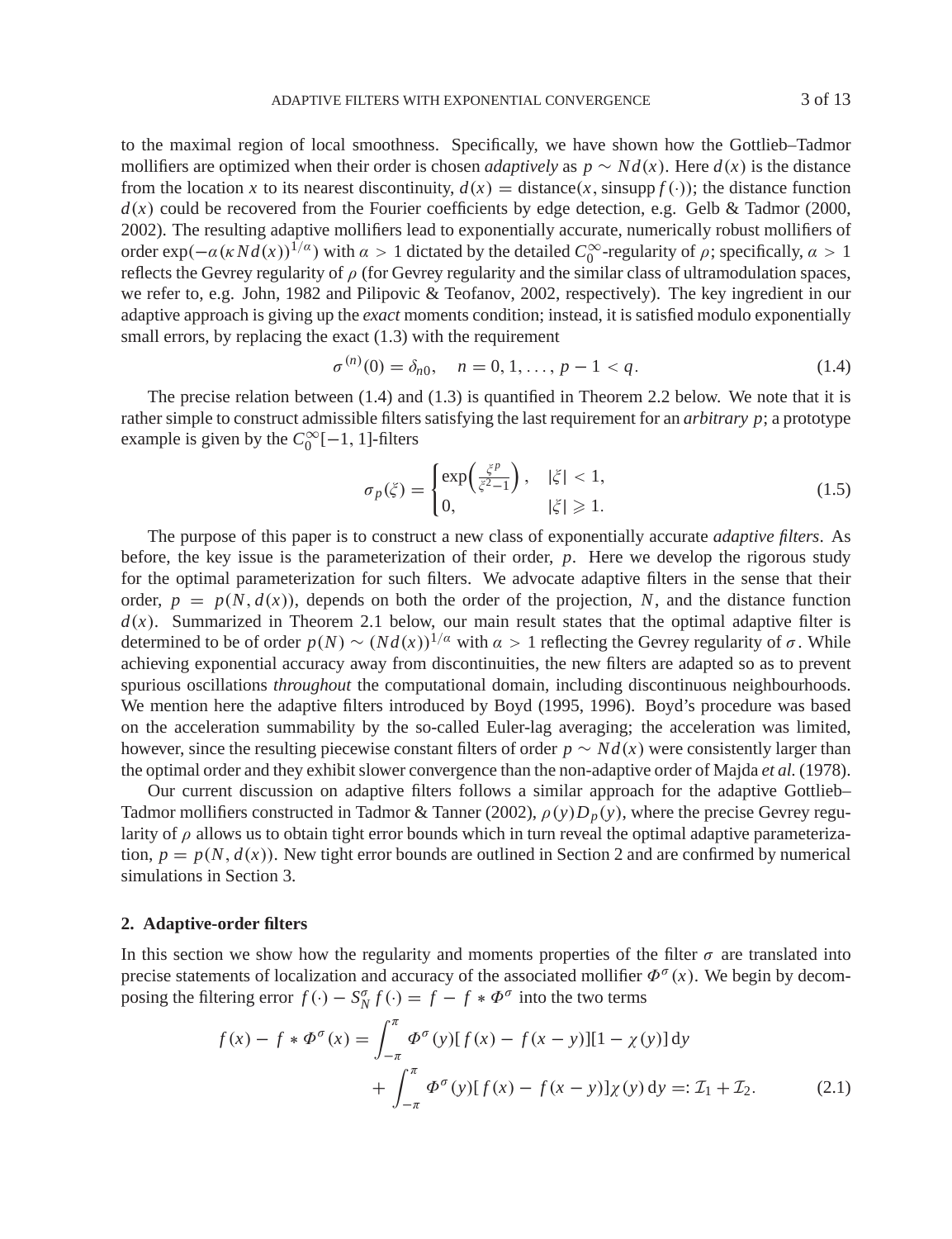to the maximal region of local smoothness. Specifically, we have shown how the Gottlieb–Tadmor mollifiers are optimized when their order is chosen *adaptively* as $p \sim Nd(x)$. Here $d(x)$ is the distance from the location $x$ to its nearest discontinuity, $d(x) = \text{distance}(x, \text{sinsupp}\, f(\cdot))$; the distance function $d(x)$ could be recovered from the Fourier coefficients by edge detection, e.g. Gelb & Tadmor (2000, 2002). The resulting adaptive mollifiers lead to exponentially accurate, numerically robust mollifiers of order $\exp(-\alpha(\kappa N d(x))^{1/\alpha})$ with $\alpha > 1$ dictated by the detailed $C_0^\infty$-regularity of $\rho$; specifically, $\alpha > 1$ reflects the Gevrey regularity of $\rho$ (for Gevrey regularity and the similar class of ultramodulation spaces, we refer to, e.g. John, 1982 and Pilipovic & Teofanov, 2002, respectively). The key ingredient in our adaptive approach is giving up the *exact* moments condition; instead, it is satisfied modulo exponentially small errors, by replacing the exact (1.3) with the requirement

$$\sigma^{(n)}(0) = \delta_{n0}, \quad n = 0, 1, \ldots, p-1 < q. \tag{1.4}$$

The precise relation between (1.4) and (1.3) is quantified in Theorem 2.2 below. We note that it is rather simple to construct admissible filters satisfying the last requirement for an *arbitrary* $p$; a prototype example is given by the $C_0^\infty[-1, 1]$-filters

$$\sigma_p(\xi) = \begin{cases} \exp\left(\frac{\xi^p}{\xi^2 - 1}\right), & |\xi| < 1, \\ 0, & |\xi| \geqslant 1. \end{cases} \tag{1.5}$$

The purpose of this paper is to construct a new class of exponentially accurate *adaptive filters*. As before, the key issue is the parameterization of their order, $p$. Here we develop the rigorous study for the optimal parameterization for such filters. We advocate adaptive filters in the sense that their order, $p = p(N, d(x))$, depends on both the order of the projection, $N$, and the distance function $d(x)$. Summarized in Theorem 2.1 below, our main result states that the optimal adaptive filter is determined to be of order $p(N) \sim (Nd(x))^{1/\alpha}$ with $\alpha > 1$ reflecting the Gevrey regularity of $\sigma$. While achieving exponential accuracy away from discontinuities, the new filters are adapted so as to prevent spurious oscillations *throughout* the computational domain, including discontinuous neighbourhoods. We mention here the adaptive filters introduced by Boyd (1995, 1996). Boyd's procedure was based on the acceleration summability by the so-called Euler-lag averaging; the acceleration was limited, however, since the resulting piecewise constant filters of order $p \sim Nd(x)$ were consistently larger than the optimal order and they exhibit slower convergence than the non-adaptive order of Majda *et al.* (1978).

Our current discussion on adaptive filters follows a similar approach for the adaptive Gottlieb–Tadmor mollifiers constructed in Tadmor & Tanner (2002), $\rho(y)D_p(y)$, where the precise Gevrey regularity of $\rho$ allows us to obtain tight error bounds which in turn reveal the optimal adaptive parameterization, $p = p(N, d(x))$. New tight error bounds are outlined in Section 2 and are confirmed by numerical simulations in Section 3.

## 2. Adaptive-order filters

In this section we show how the regularity and moments properties of the filter $\sigma$ are translated into precise statements of localization and accuracy of the associated mollifier $\Phi^\sigma(x)$. We begin by decomposing the filtering error $f(\cdot) - S_N^\sigma f(\cdot) = f - f * \Phi^\sigma$ into the two terms

$$\begin{aligned} f(x) - f * \Phi^\sigma(x) = & \int_{-\pi}^{\pi} \Phi^\sigma(y)[f(x) - f(x-y)][1 - \chi(y)]\,\mathrm{d}y \\ & + \int_{-\pi}^{\pi} \Phi^\sigma(y)[f(x) - f(x-y)]\chi(y)\,\mathrm{d}y =: \mathcal{I}_1 + \mathcal{I}_2. \end{aligned} \tag{2.1}$$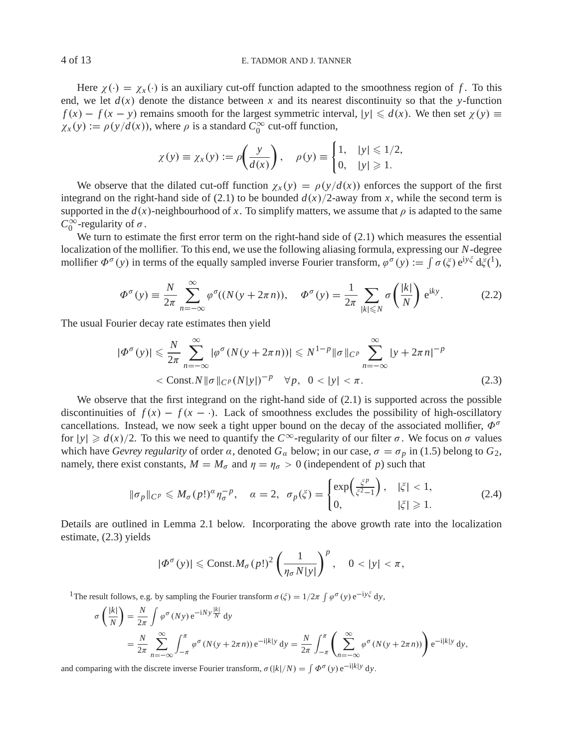Here $\chi(\cdot) = \chi_x(\cdot)$ is an auxiliary cut-off function adapted to the smoothness region of $f$. To this end, we let $d(x)$ denote the distance between $x$ and its nearest discontinuity so that the $y$-function $f(x) - f(x - y)$ remains smooth for the largest symmetric interval, $|y| \leqslant d(x)$. We then set $\chi(y) \equiv \chi_x(y) := \rho(y/d(x))$, where $\rho$ is a standard $C_0^\infty$ cut-off function,

$$\chi(y) \equiv \chi_x(y) := \rho\left(\frac{y}{d(x)}\right), \quad \rho(y) \equiv \begin{cases} 1, & |y| \leqslant 1/2, \\ 0, & |y| \geqslant 1. \end{cases}$$

We observe that the dilated cut-off function $\chi_x(y) = \rho(y/d(x))$ enforces the support of the first integrand on the right-hand side of (2.1) to be bounded $d(x)/2$-away from $x$, while the second term is supported in the $d(x)$-neighbourhood of $x$. To simplify matters, we assume that $\rho$ is adapted to the same $C_0^\infty$-regularity of $\sigma$.

We turn to estimate the first error term on the right-hand side of (2.1) which measures the essential localization of the mollifier. To this end, we use the following aliasing formula, expressing our $N$-degree mollifier $\Phi^\sigma(y)$ in terms of the equally sampled inverse Fourier transform, $\varphi^\sigma(y) := \int \sigma(\xi)\, \mathrm{e}^{\mathrm{i}y\xi}\, \mathrm{d}\xi$ [1],

$$\Phi^\sigma(y) \equiv \frac{N}{2\pi} \sum_{n=-\infty}^{\infty} \varphi^\sigma((N(y + 2\pi n)), \quad \Phi^\sigma(y) = \frac{1}{2\pi} \sum_{|k| \leqslant N} \sigma\left(\frac{|k|}{N}\right) \mathrm{e}^{\mathrm{i}ky}. \tag{2.2}$$

The usual Fourier decay rate estimates then yield

$$\begin{aligned} |\Phi^\sigma(y)| &\leqslant \frac{N}{2\pi} \sum_{n=-\infty}^{\infty} |\varphi^\sigma(N(y + 2\pi n))| \leqslant N^{1-p} \|\sigma\|_{C^p} \sum_{n=-\infty}^{\infty} |y + 2\pi n|^{-p} \\ &< \text{Const.} N \|\sigma\|_{C^p} (N|y|)^{-p} \quad \forall p, \ \ 0 < |y| < \pi. \end{aligned} \tag{2.3}$$

We observe that the first integrand on the right-hand side of (2.1) is supported across the possible discontinuities of $f(x) - f(x - \cdot)$. Lack of smoothness excludes the possibility of high-oscillatory cancellations. Instead, we now seek a tight upper bound on the decay of the associated mollifier, $\Phi^\sigma$ for $|y| \geqslant d(x)/2$. To this we need to quantify the $C^\infty$-regularity of our filter $\sigma$. We focus on $\sigma$ values which have *Gevrey regularity* of order $\alpha$, denoted $G_\alpha$ below; in our case, $\sigma = \sigma_p$ in (1.5) belong to $G_2$, namely, there exist constants, $M = M_\sigma$ and $\eta = \eta_\sigma > 0$ (independent of $p$) such that

$$\|\sigma_p\|_{C^p} \leqslant M_\sigma (p!)^\alpha \eta_\sigma^{-p}, \quad \alpha = 2, \ \ \sigma_p(\xi) = \begin{cases} \exp\left(\frac{\xi^p}{\xi^2 - 1}\right), & |\xi| < 1, \\ 0, & |\xi| \geqslant 1. \end{cases} \tag{2.4}$$

Details are outlined in Lemma 2.1 below. Incorporating the above growth rate into the localization estimate, (2.3) yields

$$|\Phi^\sigma(y)| \leqslant \text{Const.} M_\sigma (p!)^2 \left(\frac{1}{\eta_\sigma N |y|}\right)^p, \quad 0 < |y| < \pi,$$

[1] The result follows, e.g. by sampling the Fourier transform $\sigma(\xi) = 1/2\pi \int \varphi^\sigma(y)\, \mathrm{e}^{-\mathrm{i}y\xi}\, \mathrm{d}y$,

$$\begin{aligned} \sigma\left(\frac{|k|}{N}\right) &= \frac{N}{2\pi} \int \varphi^\sigma(Ny)\, \mathrm{e}^{-\mathrm{i}Ny\frac{|k|}{N}}\, \mathrm{d}y \\ &= \frac{N}{2\pi} \sum_{n=-\infty}^{\infty} \int_{-\pi}^{\pi} \varphi^\sigma(N(y + 2\pi n))\, \mathrm{e}^{-\mathrm{i}|k|y}\, \mathrm{d}y = \frac{N}{2\pi} \int_{-\pi}^{\pi} \left( \sum_{n=-\infty}^{\infty} \varphi^\sigma(N(y + 2\pi n)) \right) \mathrm{e}^{-\mathrm{i}|k|y}\, \mathrm{d}y, \end{aligned}$$

and comparing with the discrete inverse Fourier transform, $\sigma(|k|/N) = \int \Phi^\sigma(y)\, \mathrm{e}^{-\mathrm{i}|k|y}\, \mathrm{d}y$.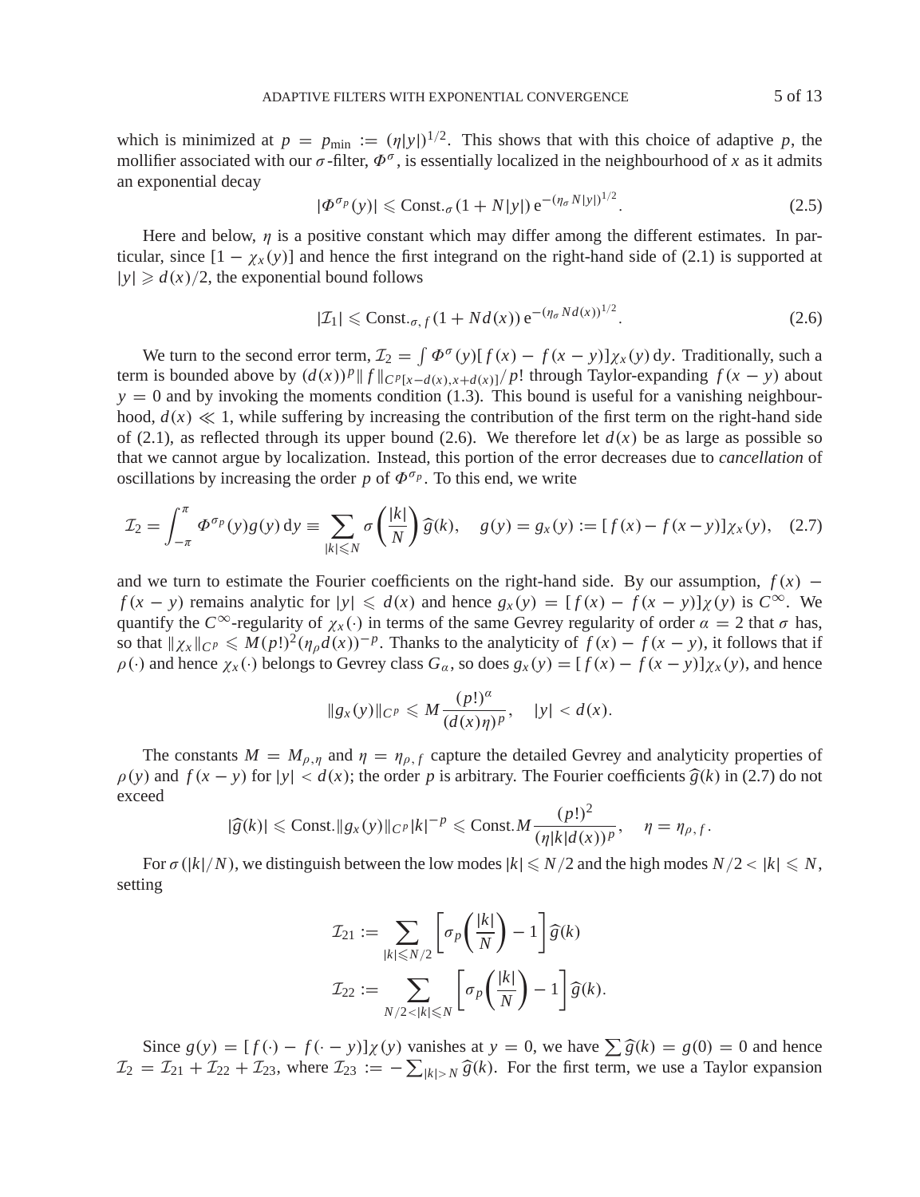which is minimized at $p = p_{\min} := (\eta|y|)^{1/2}$. This shows that with this choice of adaptive $p$, the mollifier associated with our $\sigma$-filter, $\Phi^{\sigma}$, is essentially localized in the neighbourhood of $x$ as it admits an exponential decay

$$|\Phi^{\sigma_p}(y)| \leqslant \text{Const.}_{\sigma}(1 + N|y|)\,\mathrm{e}^{-(\eta_{\sigma} N|y|)^{1/2}}. \tag{2.5}$$

Here and below, $\eta$ is a positive constant which may differ among the different estimates. In particular, since $[1 - \chi_x(y)]$ and hence the first integrand on the right-hand side of (2.1) is supported at $|y| \geqslant d(x)/2$, the exponential bound follows

$$|\mathcal{I}_1| \leqslant \text{Const.}_{\sigma,f}(1 + Nd(x))\,\mathrm{e}^{-(\eta_{\sigma} Nd(x))^{1/2}}. \tag{2.6}$$

We turn to the second error term, $\mathcal{I}_2 = \int \Phi^{\sigma}(y)[f(x) - f(x-y)]\chi_x(y)\,\mathrm{d}y$. Traditionally, such a term is bounded above by $(d(x))^p \|f\|_{C^p[x-d(x),x+d(x)]}/p!$ through Taylor-expanding $f(x-y)$ about $y = 0$ and by invoking the moments condition (1.3). This bound is useful for a vanishing neighbourhood, $d(x) \ll 1$, while suffering by increasing the contribution of the first term on the right-hand side of (2.1), as reflected through its upper bound (2.6). We therefore let $d(x)$ be as large as possible so that we cannot argue by localization. Instead, this portion of the error decreases due to *cancellation* of oscillations by increasing the order $p$ of $\Phi^{\sigma_p}$. To this end, we write

$$\mathcal{I}_2 = \int_{-\pi}^{\pi} \Phi^{\sigma_p}(y) g(y)\,\mathrm{d}y \equiv \sum_{|k| \leqslant N} \sigma\left(\frac{|k|}{N}\right)\widehat{g}(k), \quad g(y) = g_x(y) := [f(x) - f(x-y)]\chi_x(y), \tag{2.7}$$

and we turn to estimate the Fourier coefficients on the right-hand side. By our assumption, $f(x) - f(x-y)$ remains analytic for $|y| \leqslant d(x)$ and hence $g_x(y) = [f(x) - f(x-y)]\chi(y)$ is $C^{\infty}$. We quantify the $C^{\infty}$-regularity of $\chi_x(\cdot)$ in terms of the same Gevrey regularity of order $\alpha = 2$ that $\sigma$ has, so that $\|\chi_x\|_{C^p} \leqslant M(p!)^2(\eta_{\rho} d(x))^{-p}$. Thanks to the analyticity of $f(x) - f(x-y)$, it follows that if $\rho(\cdot)$ and hence $\chi_x(\cdot)$ belongs to Gevrey class $G_{\alpha}$, so does $g_x(y) = [f(x) - f(x-y)]\chi_x(y)$, and hence

$$\|g_x(y)\|_{C^p} \leqslant M\frac{(p!)^{\alpha}}{(d(x)\eta)^p}, \quad |y| < d(x).$$

The constants $M = M_{\rho,\eta}$ and $\eta = \eta_{\rho,f}$ capture the detailed Gevrey and analyticity properties of $\rho(y)$ and $f(x-y)$ for $|y| < d(x)$; the order $p$ is arbitrary. The Fourier coefficients $\widehat{g}(k)$ in (2.7) do not exceed

$$|\widehat{g}(k)| \leqslant \text{Const.}\|g_x(y)\|_{C^p}|k|^{-p} \leqslant \text{Const.}M\frac{(p!)^2}{(\eta|k|d(x))^p}, \quad \eta = \eta_{\rho,f}.$$

For $\sigma(|k|/N)$, we distinguish between the low modes $|k| \leqslant N/2$ and the high modes $N/2 < |k| \leqslant N$, setting

$$\mathcal{I}_{21} := \sum_{|k| \leqslant N/2}\left[\sigma_p\left(\frac{|k|}{N}\right) - 1\right]\widehat{g}(k)$$

$$\mathcal{I}_{22} := \sum_{N/2 < |k| \leqslant N}\left[\sigma_p\left(\frac{|k|}{N}\right) - 1\right]\widehat{g}(k).$$

Since $g(y) = [f(\cdot) - f(\cdot - y)]\chi(y)$ vanishes at $y = 0$, we have $\sum \widehat{g}(k) = g(0) = 0$ and hence $\mathcal{I}_2 = \mathcal{I}_{21} + \mathcal{I}_{22} + \mathcal{I}_{23}$, where $\mathcal{I}_{23} := -\sum_{|k|>N}\widehat{g}(k)$. For the first term, we use a Taylor expansion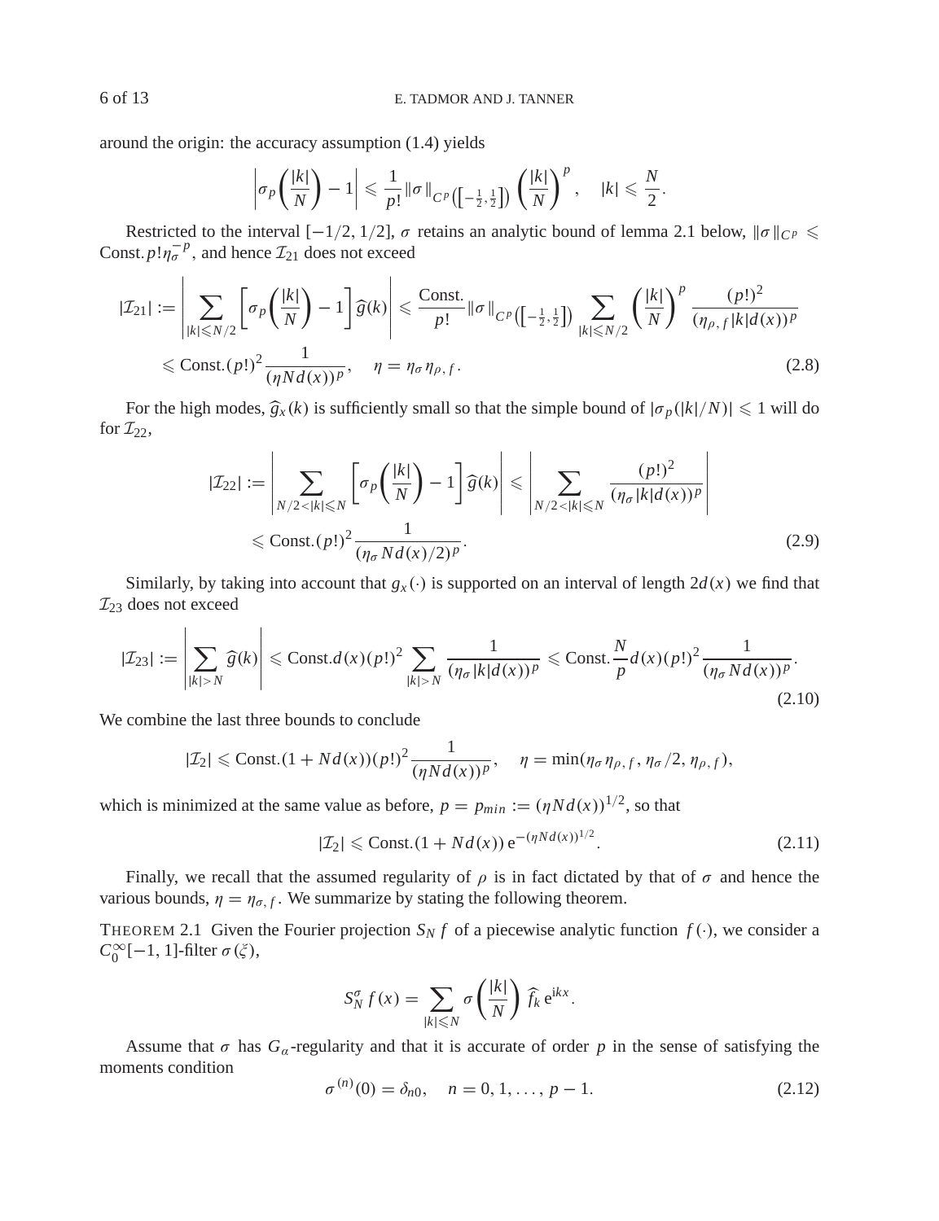around the origin: the accuracy assumption (1.4) yields

$$\left|\sigma_p\left(\frac{|k|}{N}\right) - 1\right| \leqslant \frac{1}{p!}\|\sigma\|_{C^p\left(\left[-\frac{1}{2},\frac{1}{2}\right]\right)}\left(\frac{|k|}{N}\right)^p, \quad |k| \leqslant \frac{N}{2}.$$

Restricted to the interval $[-1/2, 1/2]$, $\sigma$ retains an analytic bound of lemma 2.1 below, $\|\sigma\|_{C^p} \leqslant \text{Const.}\, p!\eta_\sigma^{-p}$, and hence $\mathcal{I}_{21}$ does not exceed

$$\begin{aligned}|\mathcal{I}_{21}| &:= \left|\sum_{|k|\leqslant N/2}\left[\sigma_p\left(\frac{|k|}{N}\right) - 1\right]\widehat{g}(k)\right| \leqslant \frac{\text{Const.}}{p!}\|\sigma\|_{C^p\left(\left[-\frac{1}{2},\frac{1}{2}\right]\right)}\sum_{|k|\leqslant N/2}\left(\frac{|k|}{N}\right)^p\frac{(p!)^2}{(\eta_{\rho,f}|k|d(x))^p}\\ &\leqslant \text{Const.}(p!)^2\frac{1}{(\eta N d(x))^p}, \quad \eta = \eta_\sigma\eta_{\rho,f}.\end{aligned} \tag{2.8}$$

For the high modes, $\widehat{g}_x(k)$ is sufficiently small so that the simple bound of $|\sigma_p(|k|/N)| \leqslant 1$ will do for $\mathcal{I}_{22}$,

$$\begin{aligned}|\mathcal{I}_{22}| &:= \left|\sum_{N/2<|k|\leqslant N}\left[\sigma_p\left(\frac{|k|}{N}\right) - 1\right]\widehat{g}(k)\right| \leqslant \left|\sum_{N/2<|k|\leqslant N}\frac{(p!)^2}{(\eta_\sigma|k|d(x))^p}\right|\\ &\leqslant \text{Const.}(p!)^2\frac{1}{(\eta_\sigma N d(x)/2)^p}.\end{aligned} \tag{2.9}$$

Similarly, by taking into account that $g_x(\cdot)$ is supported on an interval of length $2d(x)$ we find that $\mathcal{I}_{23}$ does not exceed

$$|\mathcal{I}_{23}| := \left|\sum_{|k|>N}\widehat{g}(k)\right| \leqslant \text{Const.}d(x)(p!)^2\sum_{|k|>N}\frac{1}{(\eta_\sigma|k|d(x))^p} \leqslant \text{Const.}\frac{N}{p}d(x)(p!)^2\frac{1}{(\eta_\sigma N d(x))^p}. \tag{2.10}$$

We combine the last three bounds to conclude

$$|\mathcal{I}_2| \leqslant \text{Const.}(1 + Nd(x))(p!)^2\frac{1}{(\eta N d(x))^p}, \quad \eta = \min(\eta_\sigma\eta_{\rho,f}, \eta_\sigma/2, \eta_{\rho,f}),$$

which is minimized at the same value as before, $p = p_{min} := (\eta N d(x))^{1/2}$, so that

$$|\mathcal{I}_2| \leqslant \text{Const.}(1 + Nd(x))\,\mathrm{e}^{-(\eta N d(x))^{1/2}}. \tag{2.11}$$

Finally, we recall that the assumed regularity of $\rho$ is in fact dictated by that of $\sigma$ and hence the various bounds, $\eta = \eta_{\sigma,f}$. We summarize by stating the following theorem.

THEOREM 2.1 Given the Fourier projection $S_N f$ of a piecewise analytic function $f(\cdot)$, we consider a $C_0^\infty[-1,1]$-filter $\sigma(\xi)$,

$$S_N^\sigma f(x) = \sum_{|k|\leqslant N}\sigma\left(\frac{|k|}{N}\right)\widehat{f}_k\,\mathrm{e}^{\mathrm{i}kx}.$$

Assume that $\sigma$ has $G_\alpha$-regularity and that it is accurate of order $p$ in the sense of satisfying the moments condition

$$\sigma^{(n)}(0) = \delta_{n0}, \quad n = 0, 1, \ldots, p-1. \tag{2.12}$$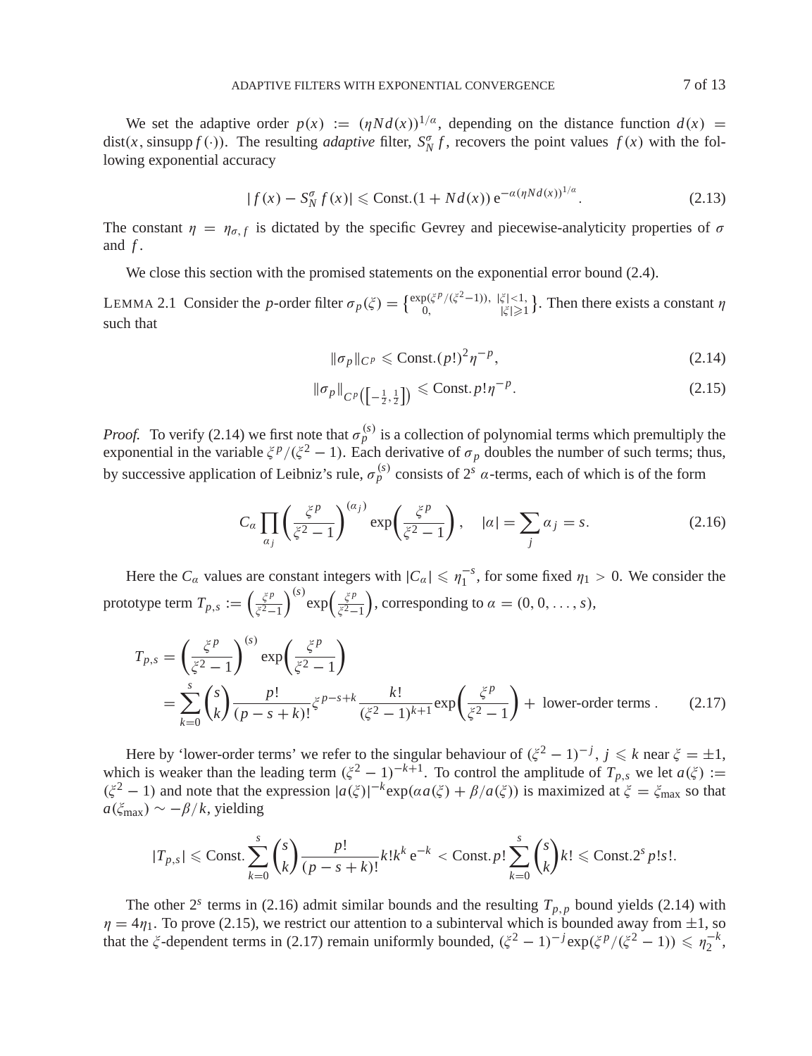We set the adaptive order $p(x) := (\eta N d(x))^{1/\alpha}$, depending on the distance function $d(x) = \mathrm{dist}(x, \mathrm{sinsupp} f(\cdot))$. The resulting *adaptive* filter, $S_N^\sigma f$, recovers the point values $f(x)$ with the following exponential accuracy

$$|f(x) - S_N^\sigma f(x)| \leqslant \text{Const.}(1 + Nd(x))\, \mathrm{e}^{-\alpha(\eta N d(x))^{1/\alpha}}. \tag{2.13}$$

The constant $\eta = \eta_{\sigma,f}$ is dictated by the specific Gevrey and piecewise-analyticity properties of $\sigma$ and $f$.

We close this section with the promised statements on the exponential error bound (2.4).

LEMMA 2.1 Consider the $p$-order filter $\sigma_p(\xi) = \left\{\begin{smallmatrix} \exp(\xi^p/(\xi^2-1)), & |\xi|<1, \\ 0, & |\xi|\geqslant 1 \end{smallmatrix}\right\}$. Then there exists a constant $\eta$ such that

$$\|\sigma_p\|_{C^p} \leqslant \text{Const.}(p!)^2 \eta^{-p}, \tag{2.14}$$

$$\|\sigma_p\|_{C^p\left(\left[-\frac{1}{2},\frac{1}{2}\right]\right)} \leqslant \text{Const.}\, p! \eta^{-p}. \tag{2.15}$$

*Proof.* To verify (2.14) we first note that $\sigma_p^{(s)}$ is a collection of polynomial terms which premultiply the exponential in the variable $\xi^p/(\xi^2-1)$. Each derivative of $\sigma_p$ doubles the number of such terms; thus, by successive application of Leibniz's rule, $\sigma_p^{(s)}$ consists of $2^s$ $\alpha$-terms, each of which is of the form

$$C_\alpha \prod_{\alpha_j} \left(\frac{\xi^p}{\xi^2 - 1}\right)^{(\alpha_j)} \exp\left(\frac{\xi^p}{\xi^2-1}\right), \quad |\alpha| = \sum_j \alpha_j = s. \tag{2.16}$$

Here the $C_\alpha$ values are constant integers with $|C_\alpha| \leqslant \eta_1^{-s}$, for some fixed $\eta_1 > 0$. We consider the prototype term $T_{p,s} := \left(\frac{\xi^p}{\xi^2-1}\right)^{(s)} \exp\left(\frac{\xi^p}{\xi^2-1}\right)$, corresponding to $\alpha = (0, 0, \ldots, s)$,

$$\begin{aligned} T_{p,s} &= \left(\frac{\xi^p}{\xi^2-1}\right)^{(s)} \exp\left(\frac{\xi^p}{\xi^2-1}\right) \\ &= \sum_{k=0}^{s} \binom{s}{k} \frac{p!}{(p-s+k)!} \xi^{p-s+k} \frac{k!}{(\xi^2-1)^{k+1}} \exp\left(\frac{\xi^p}{\xi^2-1}\right) + \text{ lower-order terms}. \end{aligned} \tag{2.17}$$

Here by 'lower-order terms' we refer to the singular behaviour of $(\xi^2-1)^{-j}$, $j \leqslant k$ near $\xi = \pm 1$, which is weaker than the leading term $(\xi^2-1)^{-k+1}$. To control the amplitude of $T_{p,s}$ we let $a(\xi) := (\xi^2 - 1)$ and note that the expression $|a(\xi)|^{-k} \exp(\alpha a(\xi) + \beta/a(\xi))$ is maximized at $\xi = \xi_{\max}$ so that $a(\xi_{\max}) \sim -\beta/k$, yielding

$$|T_{p,s}| \leqslant \text{Const.} \sum_{k=0}^{s} \binom{s}{k} \frac{p!}{(p-s+k)!} k! k^k \mathrm{e}^{-k} < \text{Const.}\, p! \sum_{k=0}^{s} \binom{s}{k} k! \leqslant \text{Const.} 2^s p! s!.$$

The other $2^s$ terms in (2.16) admit similar bounds and the resulting $T_{p,p}$ bound yields (2.14) with $\eta = 4\eta_1$. To prove (2.15), we restrict our attention to a subinterval which is bounded away from $\pm 1$, so that the $\xi$-dependent terms in (2.17) remain uniformly bounded, $(\xi^2 - 1)^{-j} \exp(\xi^p/(\xi^2-1)) \leqslant \eta_2^{-k}$,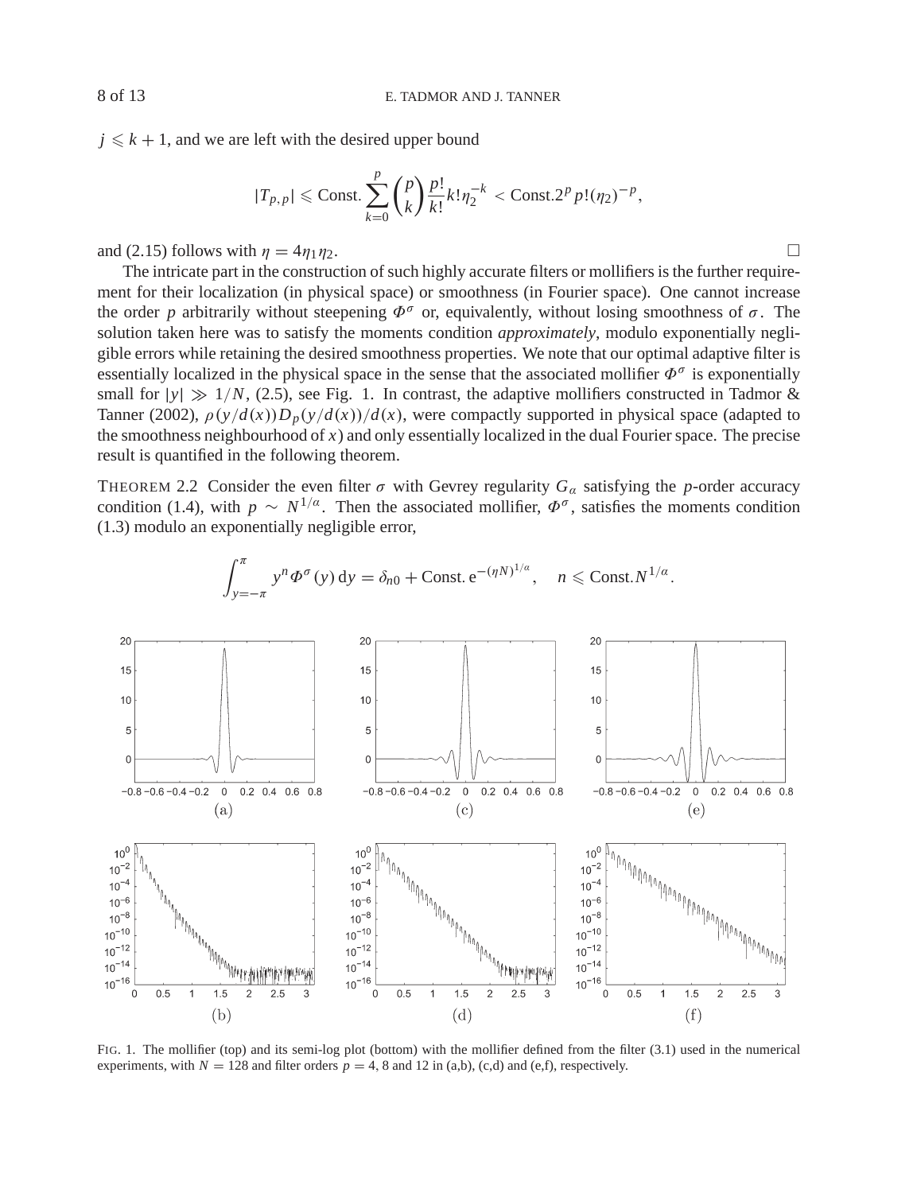$j \leqslant k+1$, and we are left with the desired upper bound

$$|T_{p,p}| \leqslant \text{Const.} \sum_{k=0}^{p} \binom{p}{k} \frac{p!}{k!} k! \eta_2^{-k} < \text{Const.} 2^p p! (\eta_2)^{-p},$$

and (2.15) follows with $\eta = 4\eta_1\eta_2$. □

The intricate part in the construction of such highly accurate filters or mollifiers is the further requirement for their localization (in physical space) or smoothness (in Fourier space). One cannot increase the order $p$ arbitrarily without steepening $\Phi^{\sigma}$ or, equivalently, without losing smoothness of $\sigma$. The solution taken here was to satisfy the moments condition *approximately*, modulo exponentially negligible errors while retaining the desired smoothness properties. We note that our optimal adaptive filter is essentially localized in the physical space in the sense that the associated mollifier $\Phi^{\sigma}$ is exponentially small for $|y| \gg 1/N$, (2.5), see Fig. 1. In contrast, the adaptive mollifiers constructed in Tadmor & Tanner (2002), $\rho(y/d(x))D_p(y/d(x))/d(x)$, were compactly supported in physical space (adapted to the smoothness neighbourhood of $x$) and only essentially localized in the dual Fourier space. The precise result is quantified in the following theorem.

THEOREM 2.2 Consider the even filter $\sigma$ with Gevrey regularity $G_{\alpha}$ satisfying the $p$-order accuracy condition (1.4), with $p \sim N^{1/\alpha}$. Then the associated mollifier, $\Phi^{\sigma}$, satisfies the moments condition (1.3) modulo an exponentially negligible error,

$$\int_{y=-\pi}^{\pi} y^n \Phi^{\sigma}(y)\, \mathrm{d}y = \delta_{n0} + \text{Const.}\, \mathrm{e}^{-(\eta N)^{1/\alpha}}, \quad n \leqslant \text{Const.} N^{1/\alpha}.$$

FIG. 1. The mollifier (top) and its semi-log plot (bottom) with the mollifier defined from the filter (3.1) used in the numerical experiments, with $N = 128$ and filter orders $p = 4$, 8 and 12 in (a,b), (c,d) and (e,f), respectively.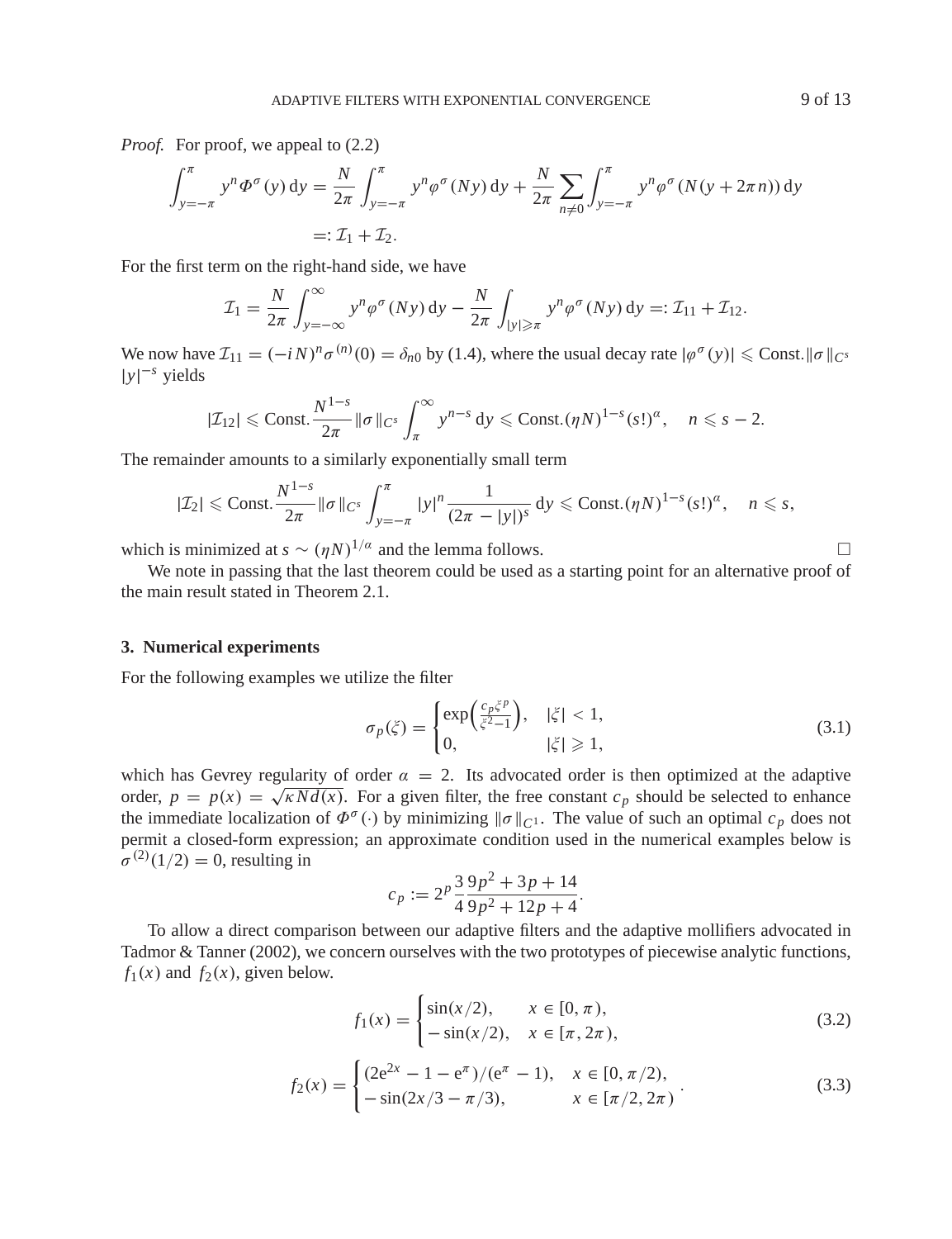*Proof.* For proof, we appeal to (2.2)

$$\int_{y=-\pi}^{\pi} y^n \Phi^\sigma(y)\,dy = \frac{N}{2\pi}\int_{y=-\pi}^{\pi} y^n \varphi^\sigma(Ny)\,dy + \frac{N}{2\pi}\sum_{n\neq 0}\int_{y=-\pi}^{\pi} y^n \varphi^\sigma(N(y+2\pi n))\,dy$$

$$=: \mathcal{I}_1 + \mathcal{I}_2.$$

For the first term on the right-hand side, we have

$$\mathcal{I}_1 = \frac{N}{2\pi}\int_{y=-\infty}^{\infty} y^n \varphi^\sigma(Ny)\,dy - \frac{N}{2\pi}\int_{|y|\geqslant \pi} y^n \varphi^\sigma(Ny)\,dy =: \mathcal{I}_{11} + \mathcal{I}_{12}.$$

We now have $\mathcal{I}_{11} = (-iN)^n \sigma^{(n)}(0) = \delta_{n0}$ by (1.4), where the usual decay rate $|\varphi^\sigma(y)| \leqslant \text{Const.}\|\sigma\|_{C^s}|y|^{-s}$ yields

$$|\mathcal{I}_{12}| \leqslant \text{Const.}\frac{N^{1-s}}{2\pi}\|\sigma\|_{C^s}\int_{\pi}^{\infty} y^{n-s}\,dy \leqslant \text{Const.}(\eta N)^{1-s}(s!)^\alpha, \quad n \leqslant s-2.$$

The remainder amounts to a similarly exponentially small term

$$|\mathcal{I}_2| \leqslant \text{Const.}\frac{N^{1-s}}{2\pi}\|\sigma\|_{C^s}\int_{y=-\pi}^{\pi} |y|^n \frac{1}{(2\pi - |y|)^s}\,dy \leqslant \text{Const.}(\eta N)^{1-s}(s!)^\alpha, \quad n \leqslant s,$$

which is minimized at $s \sim (\eta N)^{1/\alpha}$ and the lemma follows. □

We note in passing that the last theorem could be used as a starting point for an alternative proof of the main result stated in Theorem 2.1.

## 3. Numerical experiments

For the following examples we utilize the filter

$$\sigma_p(\xi) = \begin{cases} \exp\left(\frac{c_p \xi^p}{\xi^2 - 1}\right), & |\xi| < 1, \\ 0, & |\xi| \geqslant 1, \end{cases} \tag{3.1}$$

which has Gevrey regularity of order $\alpha = 2$. Its advocated order is then optimized at the adaptive order, $p = p(x) = \sqrt{\kappa N d(x)}$. For a given filter, the free constant $c_p$ should be selected to enhance the immediate localization of $\Phi^\sigma(\cdot)$ by minimizing $\|\sigma\|_{C^1}$. The value of such an optimal $c_p$ does not permit a closed-form expression; an approximate condition used in the numerical examples below is $\sigma^{(2)}(1/2) = 0$, resulting in

$$c_p := 2^p \frac{3}{4}\frac{9p^2 + 3p + 14}{9p^2 + 12p + 4}.$$

To allow a direct comparison between our adaptive filters and the adaptive mollifiers advocated in Tadmor & Tanner (2002), we concern ourselves with the two prototypes of piecewise analytic functions, $f_1(x)$ and $f_2(x)$, given below.

$$f_1(x) = \begin{cases} \sin(x/2), & x \in [0, \pi), \\ -\sin(x/2), & x \in [\pi, 2\pi), \end{cases} \tag{3.2}$$

$$f_2(x) = \begin{cases} (2e^{2x} - 1 - e^\pi)/(e^\pi - 1), & x \in [0, \pi/2), \\ -\sin(2x/3 - \pi/3), & x \in [\pi/2, 2\pi) \end{cases}. \tag{3.3}$$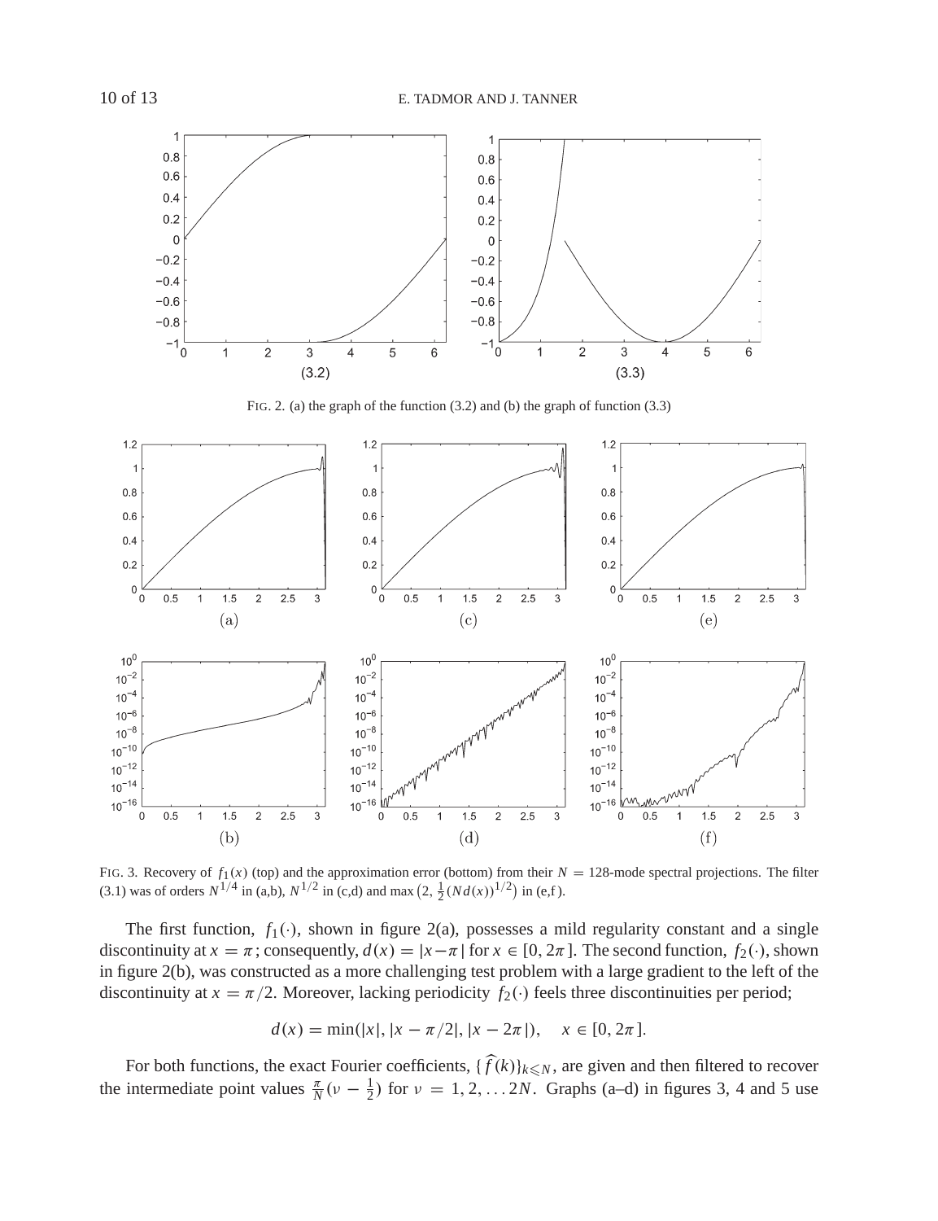FIG. 2. (a) the graph of the function (3.2) and (b) the graph of function (3.3)

FIG. 3. Recovery of $f_1(x)$ (top) and the approximation error (bottom) from their $N = 128$-mode spectral projections. The filter (3.1) was of orders $N^{1/4}$ in (a,b), $N^{1/2}$ in (c,d) and $\max\left(2, \frac{1}{2}(Nd(x))^{1/2}\right)$ in (e,f).

The first function, $f_1(\cdot)$, shown in figure 2(a), possesses a mild regularity constant and a single discontinuity at $x = \pi$; consequently, $d(x) = |x - \pi|$ for $x \in [0, 2\pi]$. The second function, $f_2(\cdot)$, shown in figure 2(b), was constructed as a more challenging test problem with a large gradient to the left of the discontinuity at $x = \pi/2$. Moreover, lacking periodicity $f_2(\cdot)$ feels three discontinuities per period;

$$d(x) = \min(|x|, |x - \pi/2|, |x - 2\pi|), \quad x \in [0, 2\pi].$$

For both functions, the exact Fourier coefficients, $\{\widehat{f}(k)\}_{k \leqslant N}$, are given and then filtered to recover the intermediate point values $\frac{\pi}{N}(\nu - \frac{1}{2})$ for $\nu = 1, 2, \ldots 2N$. Graphs (a–d) in figures 3, 4 and 5 use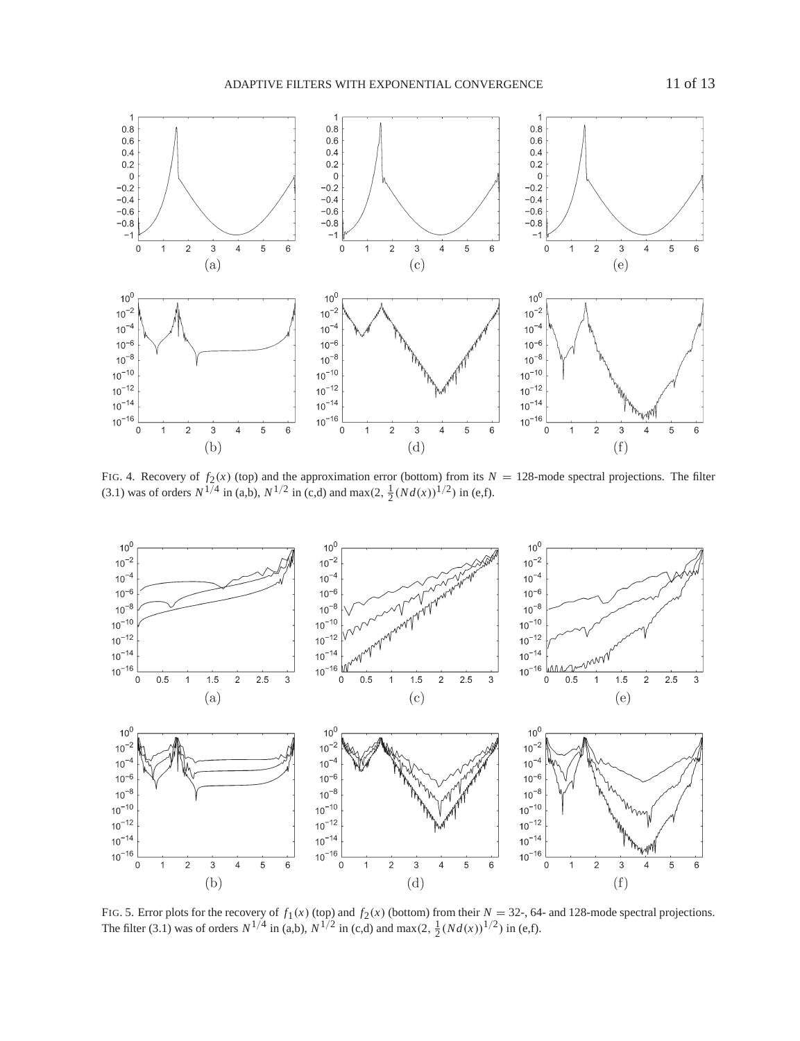FIG. 4. Recovery of $f_2(x)$ (top) and the approximation error (bottom) from its $N = 128$-mode spectral projections. The filter (3.1) was of orders $N^{1/4}$ in (a,b), $N^{1/2}$ in (c,d) and $\max(2, \frac{1}{2}(Nd(x))^{1/2})$ in (e,f).

FIG. 5. Error plots for the recovery of $f_1(x)$ (top) and $f_2(x)$ (bottom) from their $N = 32$-, 64- and 128-mode spectral projections. The filter (3.1) was of orders $N^{1/4}$ in (a,b), $N^{1/2}$ in (c,d) and $\max(2, \frac{1}{2}(Nd(x))^{1/2})$ in (e,f).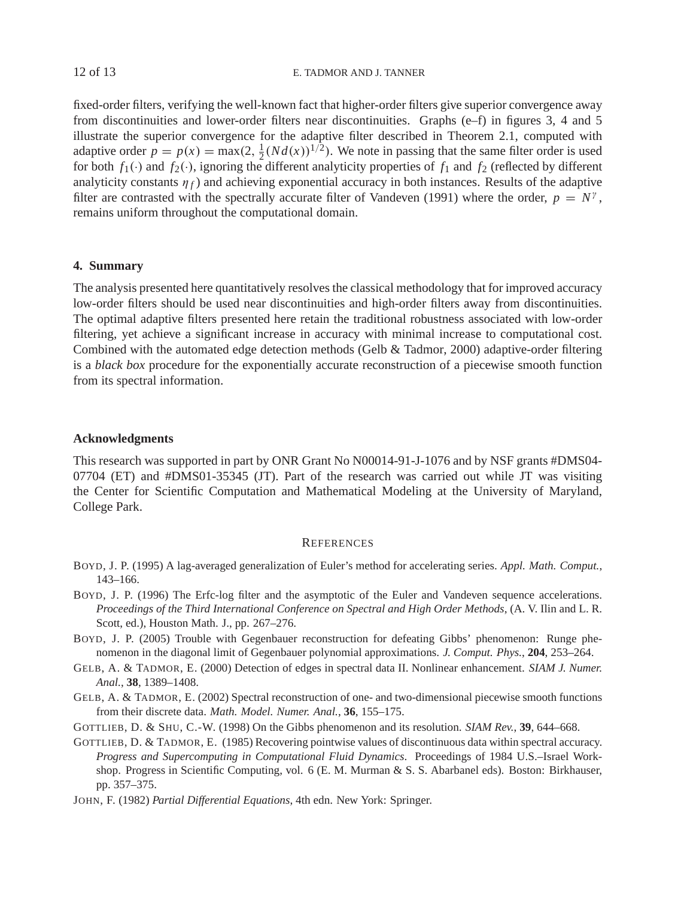fixed-order filters, verifying the well-known fact that higher-order filters give superior convergence away from discontinuities and lower-order filters near discontinuities. Graphs (e–f) in figures 3, 4 and 5 illustrate the superior convergence for the adaptive filter described in Theorem 2.1, computed with adaptive order $p = p(x) = \max(2, \frac{1}{2}(Nd(x))^{1/2})$. We note in passing that the same filter order is used for both $f_1(\cdot)$ and $f_2(\cdot)$, ignoring the different analyticity properties of $f_1$ and $f_2$ (reflected by different analyticity constants $\eta_f$) and achieving exponential accuracy in both instances. Results of the adaptive filter are contrasted with the spectrally accurate filter of Vandeven (1991) where the order, $p = N^{\gamma}$, remains uniform throughout the computational domain.

## 4. Summary

The analysis presented here quantitatively resolves the classical methodology that for improved accuracy low-order filters should be used near discontinuities and high-order filters away from discontinuities. The optimal adaptive filters presented here retain the traditional robustness associated with low-order filtering, yet achieve a significant increase in accuracy with minimal increase to computational cost. Combined with the automated edge detection methods (Gelb & Tadmor, 2000) adaptive-order filtering is a *black box* procedure for the exponentially accurate reconstruction of a piecewise smooth function from its spectral information.

## Acknowledgments

This research was supported in part by ONR Grant No N00014-91-J-1076 and by NSF grants #DMS04-07704 (ET) and #DMS01-35345 (JT). Part of the research was carried out while JT was visiting the Center for Scientific Computation and Mathematical Modeling at the University of Maryland, College Park.

## References

BOYD, J. P. (1995) A lag-averaged generalization of Euler's method for accelerating series. *Appl. Math. Comput.*, 143–166.

BOYD, J. P. (1996) The Erfc-log filter and the asymptotic of the Euler and Vandeven sequence accelerations. *Proceedings of the Third International Conference on Spectral and High Order Methods*, (A. V. Ilin and L. R. Scott, ed.), Houston Math. J., pp. 267–276.

BOYD, J. P. (2005) Trouble with Gegenbauer reconstruction for defeating Gibbs' phenomenon: Runge phenomenon in the diagonal limit of Gegenbauer polynomial approximations. *J. Comput. Phys.*, **204**, 253–264.

GELB, A. & TADMOR, E. (2000) Detection of edges in spectral data II. Nonlinear enhancement. *SIAM J. Numer. Anal.*, **38**, 1389–1408.

GELB, A. & TADMOR, E. (2002) Spectral reconstruction of one- and two-dimensional piecewise smooth functions from their discrete data. *Math. Model. Numer. Anal.*, **36**, 155–175.

GOTTLIEB, D. & SHU, C.-W. (1998) On the Gibbs phenomenon and its resolution. *SIAM Rev.*, **39**, 644–668.

GOTTLIEB, D. & TADMOR, E. (1985) Recovering pointwise values of discontinuous data within spectral accuracy. *Progress and Supercomputing in Computational Fluid Dynamics*. Proceedings of 1984 U.S.–Israel Workshop. Progress in Scientific Computing, vol. 6 (E. M. Murman & S. S. Abarbanel eds). Boston: Birkhauser, pp. 357–375.

JOHN, F. (1982) *Partial Differential Equations*, 4th edn. New York: Springer.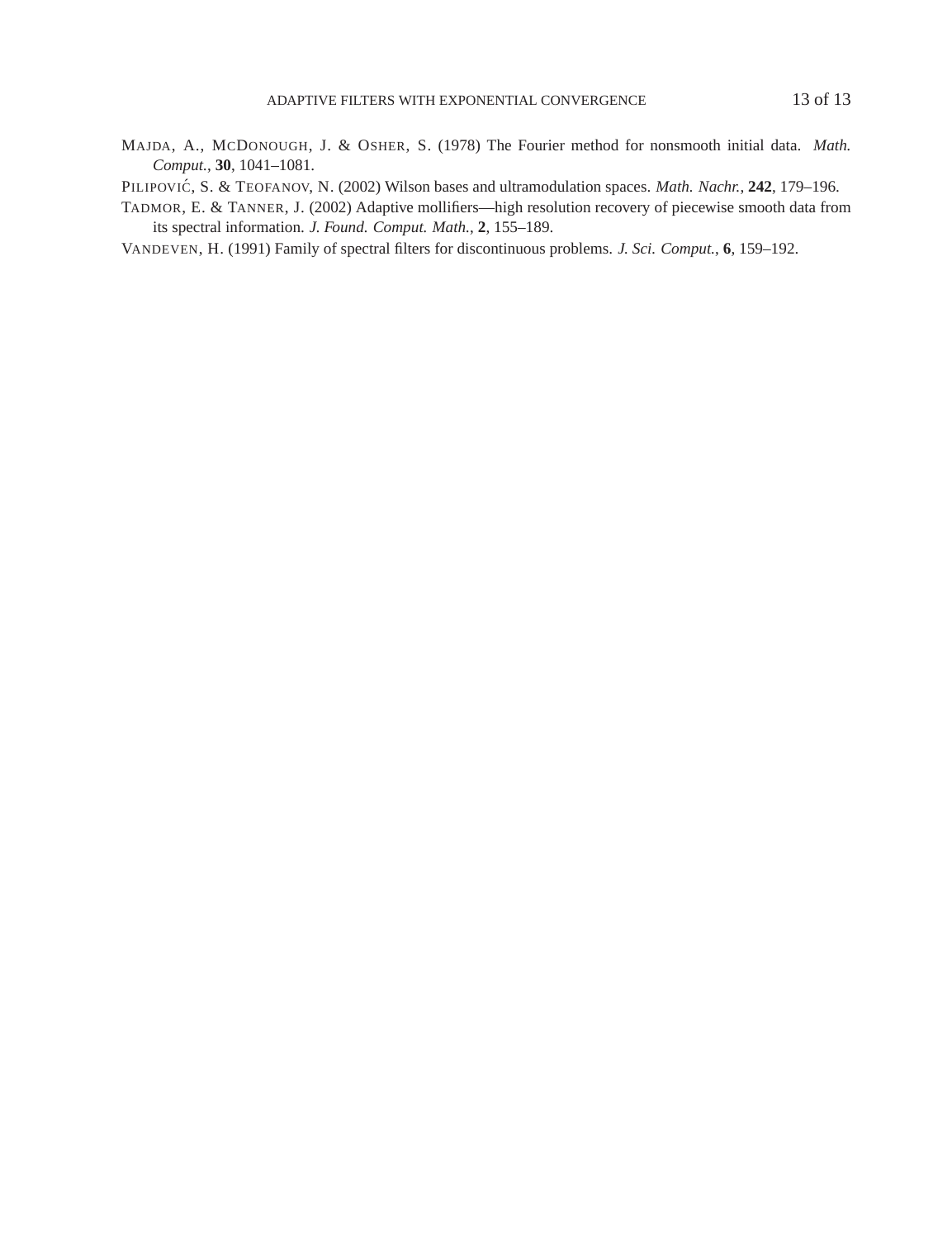MAJDA, A., MCDONOUGH, J. & OSHER, S. (1978) The Fourier method for nonsmooth initial data. *Math. Comput.*, **30**, 1041–1081.

PILIPOVIĆ, S. & TEOFANOV, N. (2002) Wilson bases and ultramodulation spaces. *Math. Nachr.*, **242**, 179–196.

TADMOR, E. & TANNER, J. (2002) Adaptive mollifiers—high resolution recovery of piecewise smooth data from its spectral information. *J. Found. Comput. Math.*, **2**, 155–189.

VANDEVEN, H. (1991) Family of spectral filters for discontinuous problems. *J. Sci. Comput.*, **6**, 159–192.